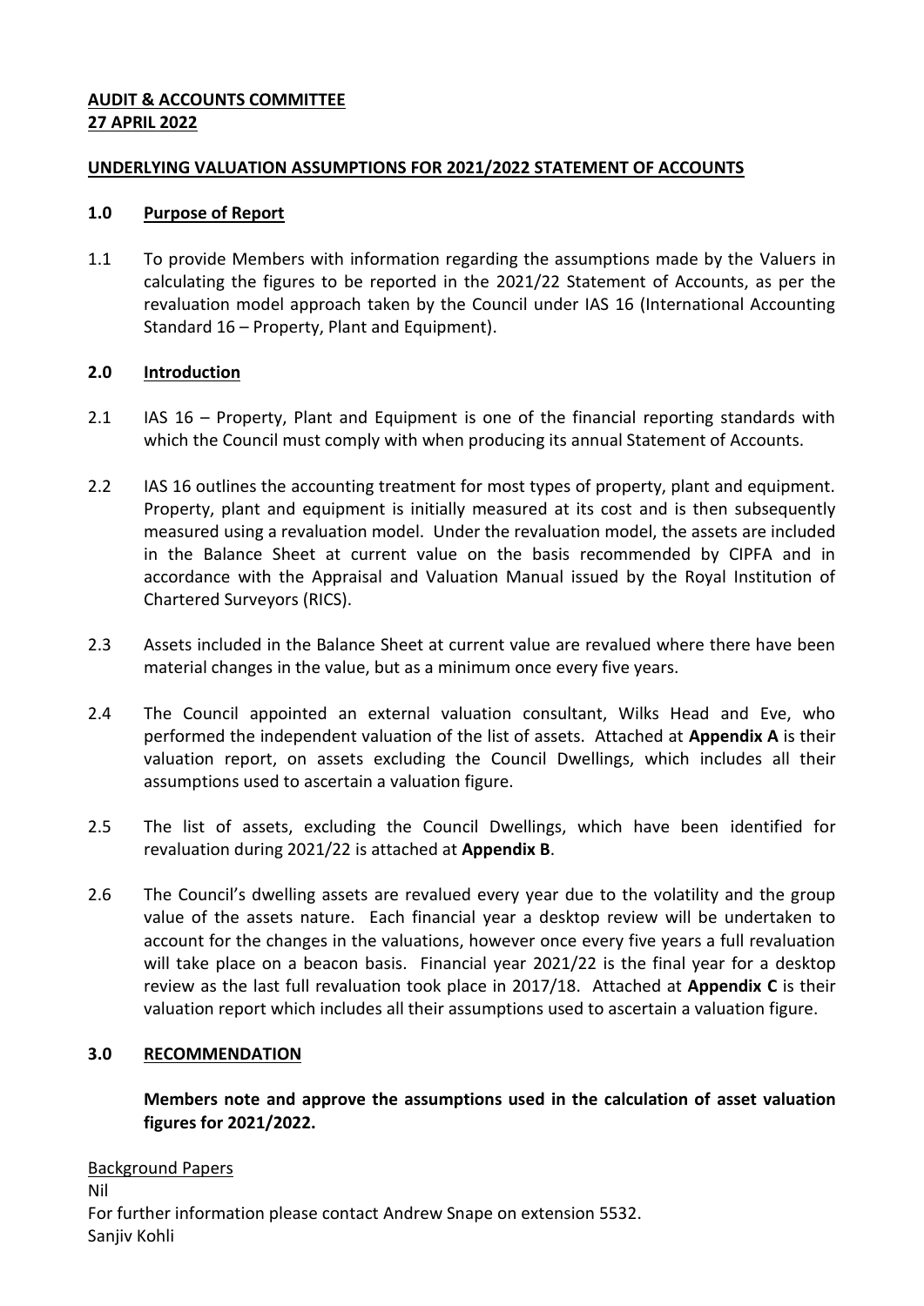**AUDIT & ACCOUNTS COMMITTEE**
**27 APRIL 2022**

**UNDERLYING VALUATION ASSUMPTIONS FOR 2021/2022 STATEMENT OF ACCOUNTS**

## 1.0 Purpose of Report

1.1 To provide Members with information regarding the assumptions made by the Valuers in calculating the figures to be reported in the 2021/22 Statement of Accounts, as per the revaluation model approach taken by the Council under IAS 16 (International Accounting Standard 16 – Property, Plant and Equipment).

## 2.0 Introduction

2.1 IAS 16 – Property, Plant and Equipment is one of the financial reporting standards with which the Council must comply with when producing its annual Statement of Accounts.

2.2 IAS 16 outlines the accounting treatment for most types of property, plant and equipment. Property, plant and equipment is initially measured at its cost and is then subsequently measured using a revaluation model. Under the revaluation model, the assets are included in the Balance Sheet at current value on the basis recommended by CIPFA and in accordance with the Appraisal and Valuation Manual issued by the Royal Institution of Chartered Surveyors (RICS).

2.3 Assets included in the Balance Sheet at current value are revalued where there have been material changes in the value, but as a minimum once every five years.

2.4 The Council appointed an external valuation consultant, Wilks Head and Eve, who performed the independent valuation of the list of assets. Attached at **Appendix A** is their valuation report, on assets excluding the Council Dwellings, which includes all their assumptions used to ascertain a valuation figure.

2.5 The list of assets, excluding the Council Dwellings, which have been identified for revaluation during 2021/22 is attached at **Appendix B**.

2.6 The Council's dwelling assets are revalued every year due to the volatility and the group value of the assets nature. Each financial year a desktop review will be undertaken to account for the changes in the valuations, however once every five years a full revaluation will take place on a beacon basis. Financial year 2021/22 is the final year for a desktop review as the last full revaluation took place in 2017/18. Attached at **Appendix C** is their valuation report which includes all their assumptions used to ascertain a valuation figure.

## 3.0 RECOMMENDATION

**Members note and approve the assumptions used in the calculation of asset valuation figures for 2021/2022.**

Background Papers
Nil
For further information please contact Andrew Snape on extension 5532.
Sanjiv Kohli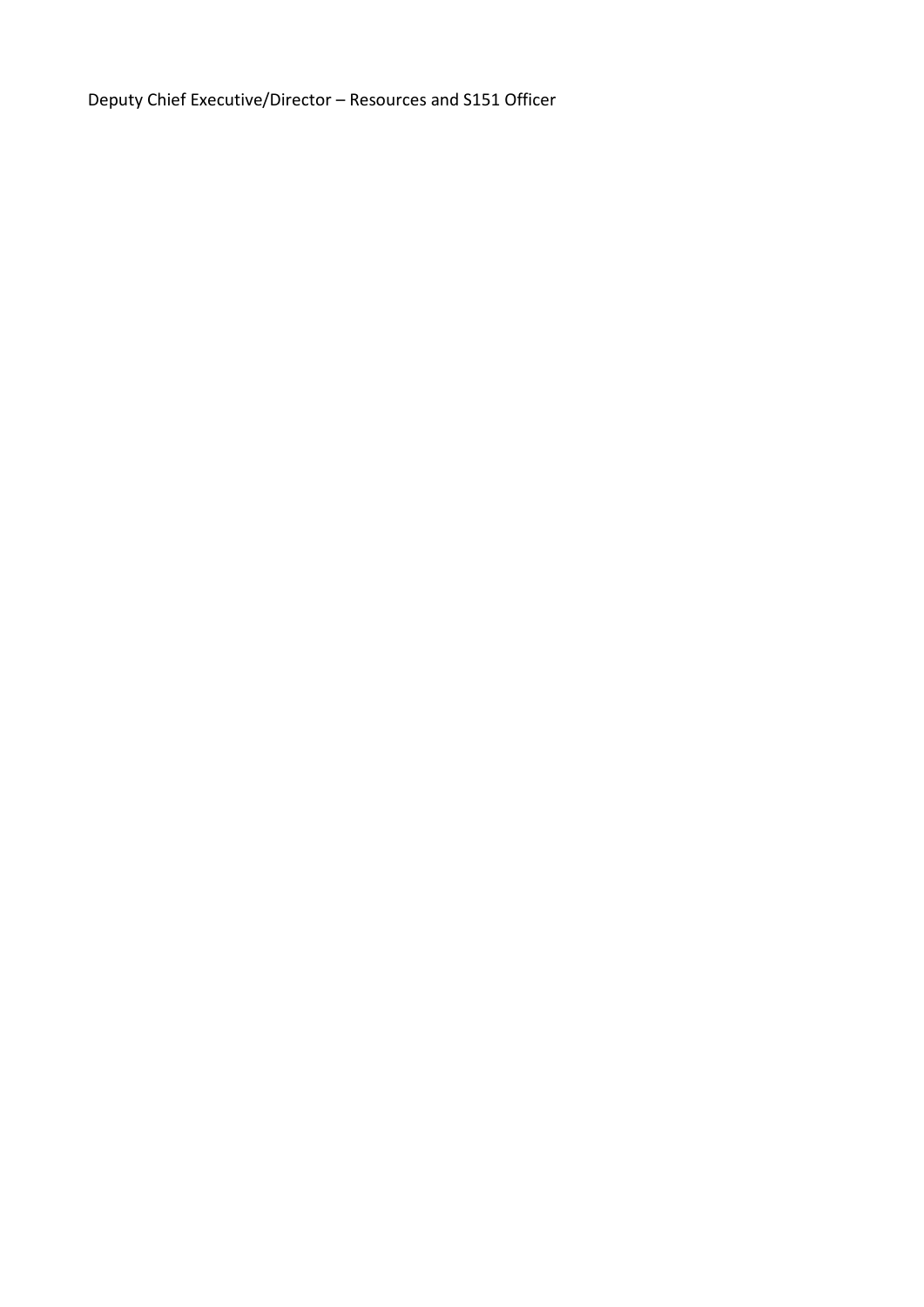Deputy Chief Executive/Director – Resources and S151 Officer